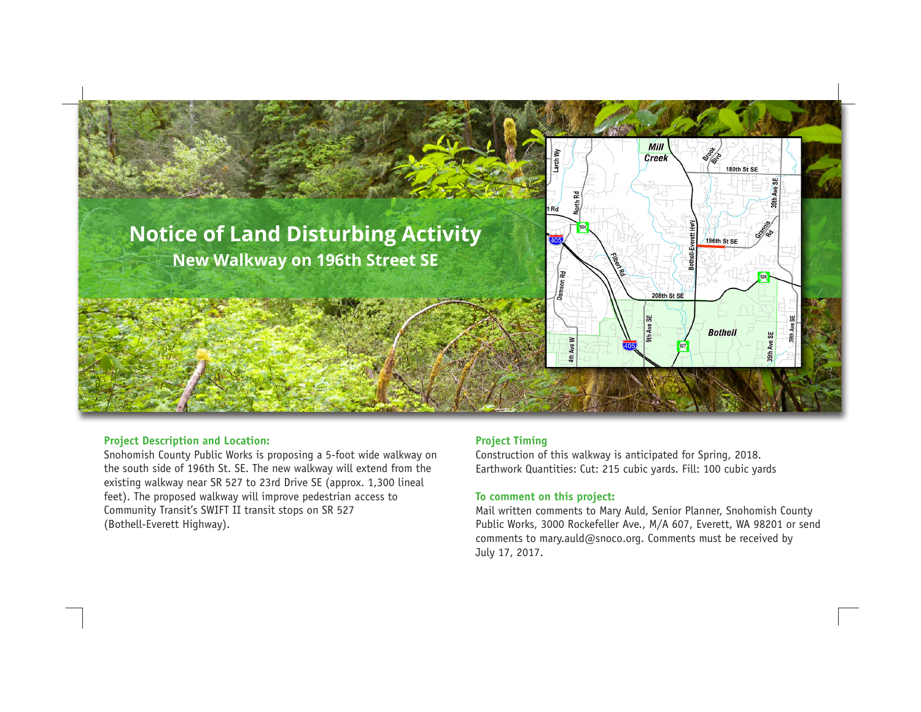# Notice of Land Disturbing Activity

## New Walkway on 196th Street SE

### Project Description and Location:

Snohomish County Public Works is proposing a 5-foot wide walkway on the south side of 196th St. SE. The new walkway will extend from the existing walkway near SR 527 to 23rd Drive SE (approx. 1,300 lineal feet). The proposed walkway will improve pedestrian access to Community Transit's SWIFT II transit stops on SR 527 (Bothell-Everett Highway).

### Project Timing

Construction of this walkway is anticipated for Spring, 2018.
Earthwork Quantities: Cut: 215 cubic yards. Fill: 100 cubic yards

### To comment on this project:

Mail written comments to Mary Auld, Senior Planner, Snohomish County Public Works, 3000 Rockefeller Ave., M/A 607, Everett, WA 98201 or send comments to mary.auld@snoco.org. Comments must be received by July 17, 2017.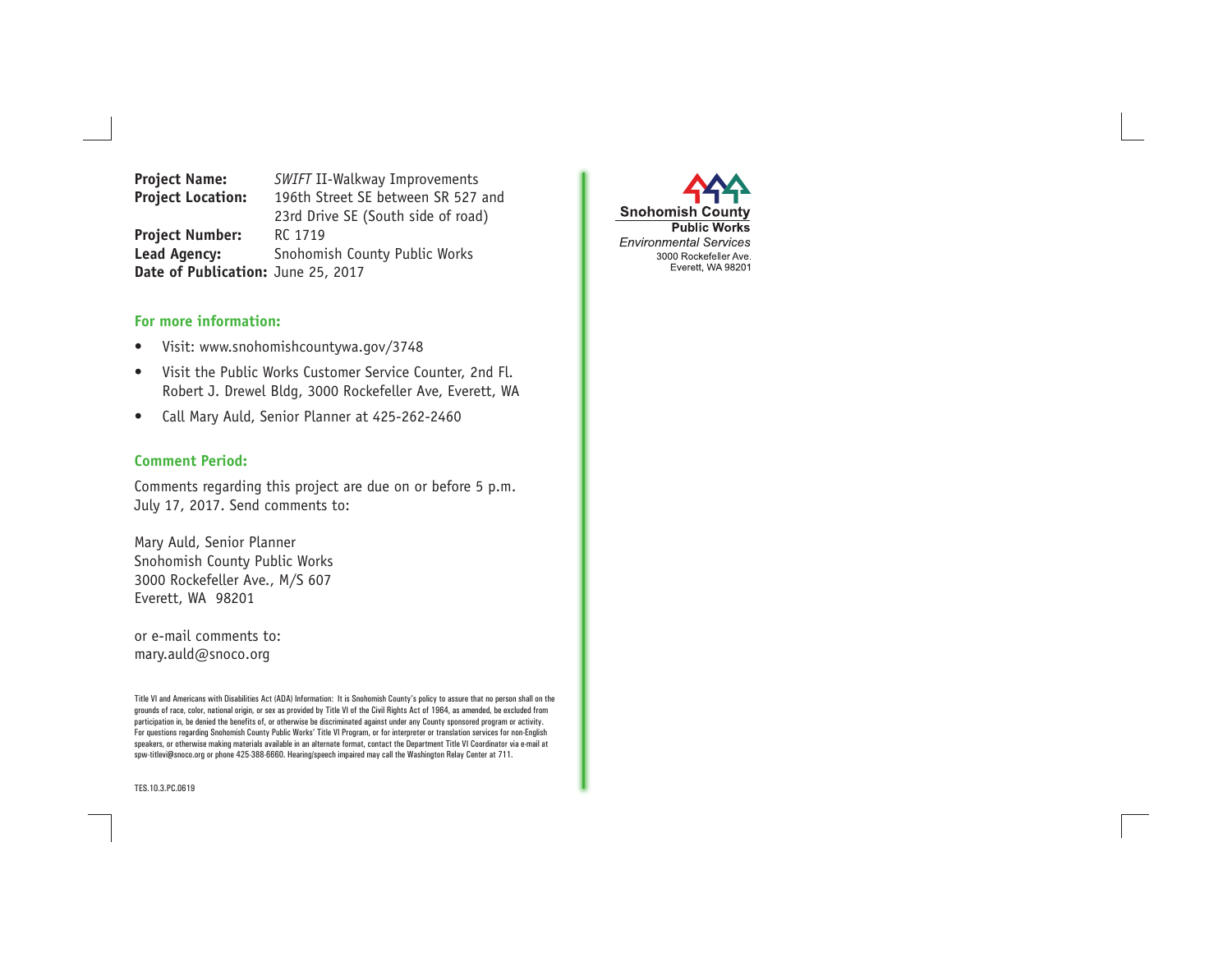**Project Name:** *SWIFT* II-Walkway Improvements
**Project Location:** 196th Street SE between SR 527 and 23rd Drive SE (South side of road)
**Project Number:** RC 1719
**Lead Agency:** Snohomish County Public Works
**Date of Publication:** June 25, 2017

### For more information:

- Visit: www.snohomishcountywa.gov/3748
- Visit the Public Works Customer Service Counter, 2nd Fl. Robert J. Drewel Bldg, 3000 Rockefeller Ave, Everett, WA
- Call Mary Auld, Senior Planner at 425-262-2460

### Comment Period:

Comments regarding this project are due on or before 5 p.m. July 17, 2017. Send comments to:

Mary Auld, Senior Planner
Snohomish County Public Works
3000 Rockefeller Ave., M/S 607
Everett, WA 98201

or e-mail comments to:
mary.auld@snoco.org

Title VI and Americans with Disabilities Act (ADA) Information: It is Snohomish County's policy to assure that no person shall on the grounds of race, color, national origin, or sex as provided by Title VI of the Civil Rights Act of 1964, as amended, be excluded from participation in, be denied the benefits of, or otherwise be discriminated against under any County sponsored program or activity. For questions regarding Snohomish County Public Works' Title VI Program, or for interpreter or translation services for non-English speakers, or otherwise making materials available in an alternate format, contact the Department Title VI Coordinator via e-mail at spw-titlevi@snoco.org or phone 425-388-6660. Hearing/speech impaired may call the Washington Relay Center at 711.

TES.10.3.PC.0619

**Snohomish County**
**Public Works**
*Environmental Services*
3000 Rockefeller Ave.
Everett, WA 98201